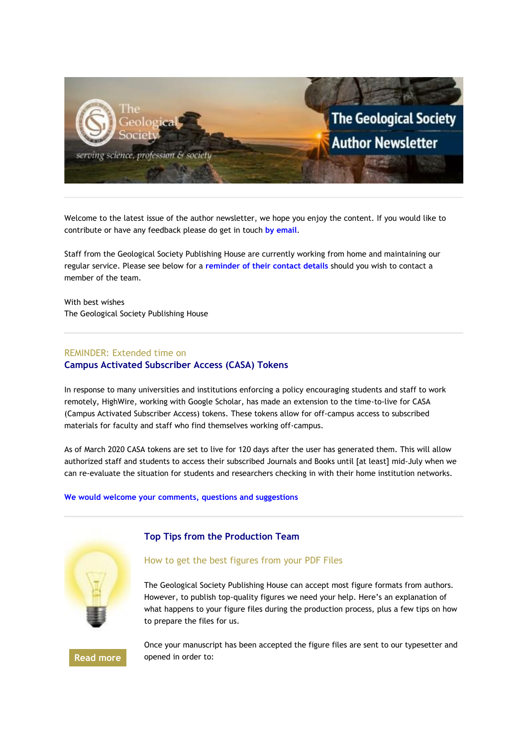# The Geological Society Author Newsletter

Welcome to the latest issue of the author newsletter, we hope you enjoy the content. If you would like to contribute or have any feedback please do get in touch by email.

Staff from the Geological Society Publishing House are currently working from home and maintaining our regular service. Please see below for a reminder of their contact details should you wish to contact a member of the team.

With best wishes
The Geological Society Publishing House

---

REMINDER: Extended time on

## Campus Activated Subscriber Access (CASA) Tokens

In response to many universities and institutions enforcing a policy encouraging students and staff to work remotely, HighWire, working with Google Scholar, has made an extension to the time-to-live for CASA (Campus Activated Subscriber Access) tokens. These tokens allow for off-campus access to subscribed materials for faculty and staff who find themselves working off-campus.

As of March 2020 CASA tokens are set to live for 120 days after the user has generated them. This will allow authorized staff and students to access their subscribed Journals and Books until [at least] mid-July when we can re-evaluate the situation for students and researchers checking in with their home institution networks.

**We would welcome your comments, questions and suggestions**

---

## Top Tips from the Production Team

### How to get the best figures from your PDF Files

The Geological Society Publishing House can accept most figure formats from authors. However, to publish top-quality figures we need your help. Here's an explanation of what happens to your figure files during the production process, plus a few tips on how to prepare the files for us.

Once your manuscript has been accepted the figure files are sent to our typesetter and opened in order to:

Read more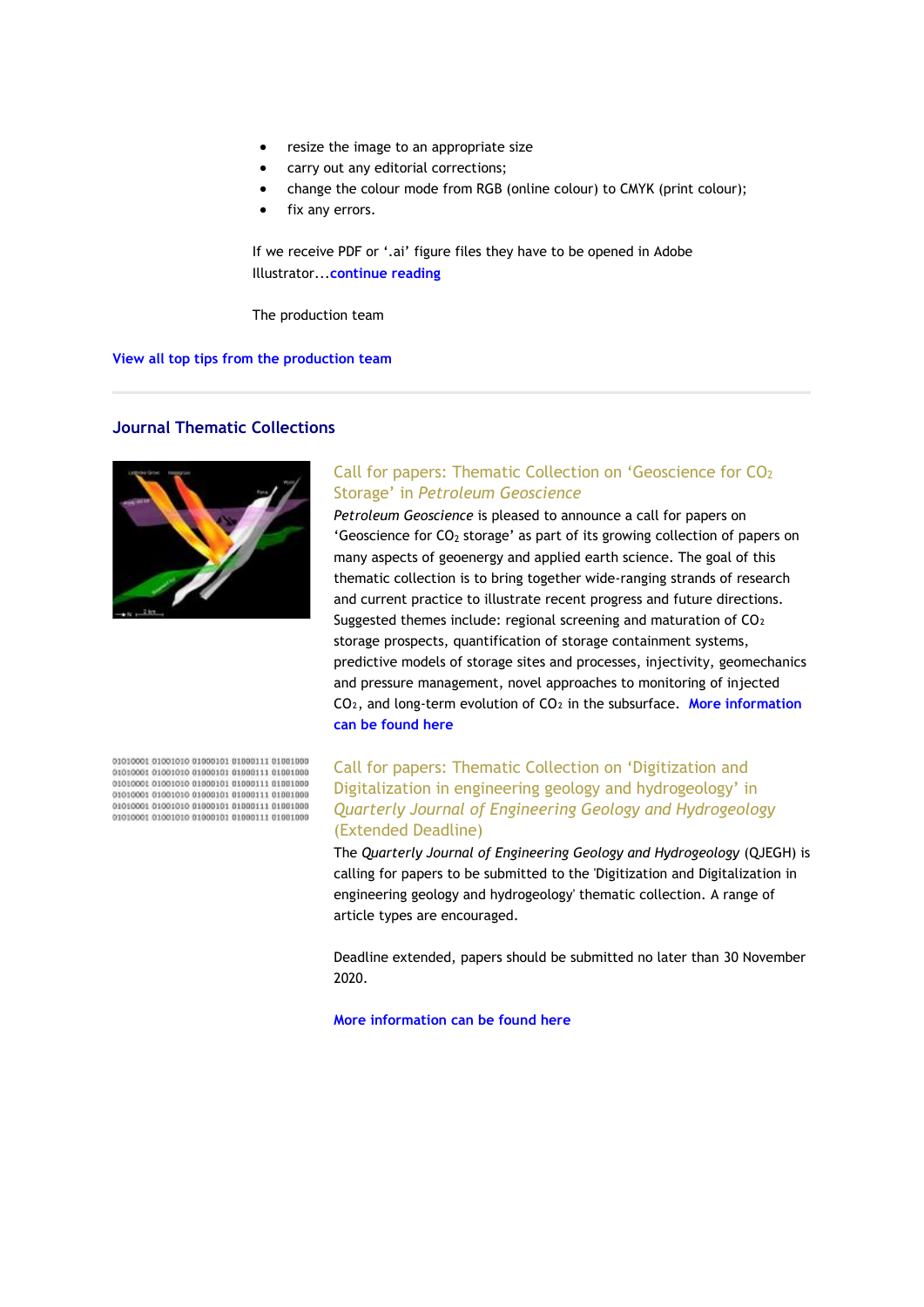- resize the image to an appropriate size
- carry out any editorial corrections;
- change the colour mode from RGB (online colour) to CMYK (print colour);
- fix any errors.

If we receive PDF or '.ai' figure files they have to be opened in Adobe Illustrator...**continue reading**

The production team

**View all top tips from the production team**

## Journal Thematic Collections

### Call for papers: Thematic Collection on 'Geoscience for $CO_2$ Storage' in *Petroleum Geoscience*

*Petroleum Geoscience* is pleased to announce a call for papers on 'Geoscience for $CO_2$ storage' as part of its growing collection of papers on many aspects of geoenergy and applied earth science. The goal of this thematic collection is to bring together wide-ranging strands of research and current practice to illustrate recent progress and future directions. Suggested themes include: regional screening and maturation of $CO_2$ storage prospects, quantification of storage containment systems, predictive models of storage sites and processes, injectivity, geomechanics and pressure management, novel approaches to monitoring of injected $CO_2$, and long-term evolution of $CO_2$ in the subsurface. **More information can be found here**

### Call for papers: Thematic Collection on 'Digitization and Digitalization in engineering geology and hydrogeology' in *Quarterly Journal of Engineering Geology and Hydrogeology* (Extended Deadline)

The *Quarterly Journal of Engineering Geology and Hydrogeology* (QJEGH) is calling for papers to be submitted to the 'Digitization and Digitalization in engineering geology and hydrogeology' thematic collection. A range of article types are encouraged.

Deadline extended, papers should be submitted no later than 30 November 2020.

**More information can be found here**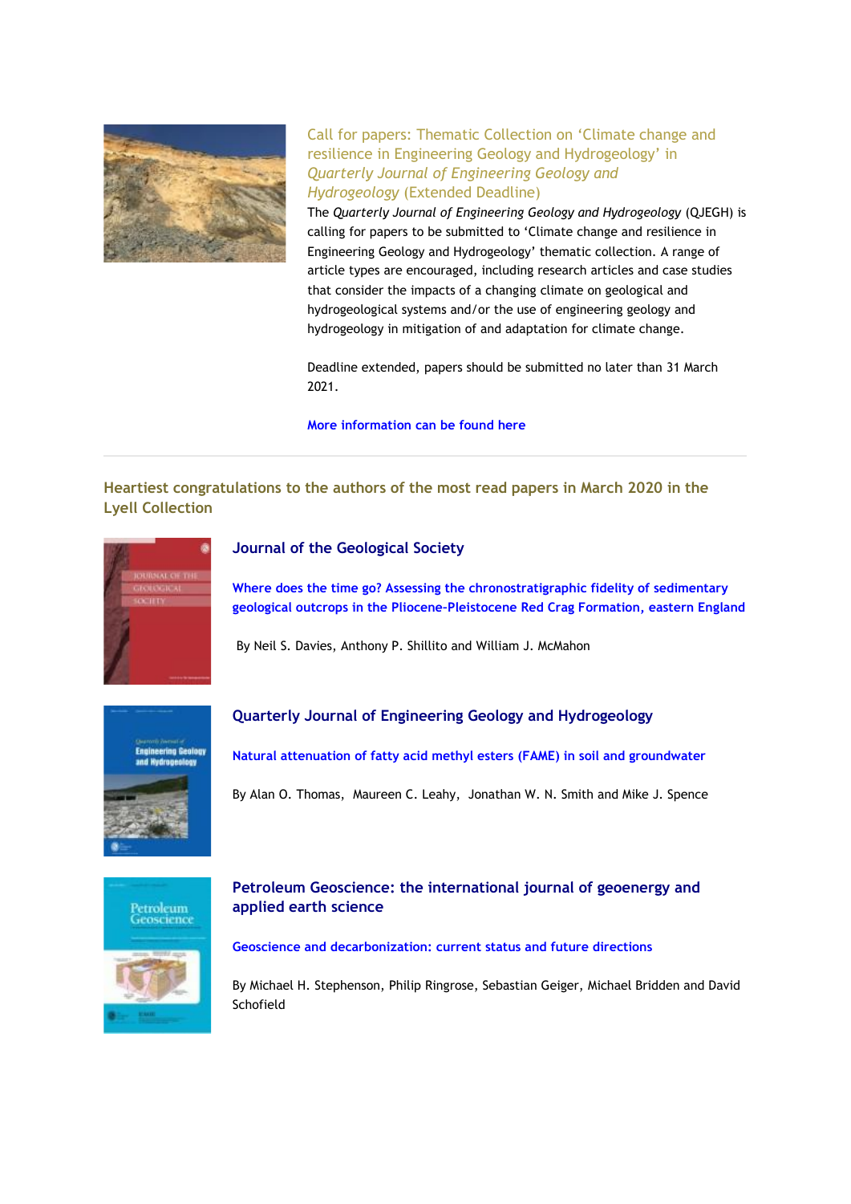### Call for papers: Thematic Collection on 'Climate change and resilience in Engineering Geology and Hydrogeology' in *Quarterly Journal of Engineering Geology and Hydrogeology* (Extended Deadline)

The *Quarterly Journal of Engineering Geology and Hydrogeology* (QJEGH) is calling for papers to be submitted to 'Climate change and resilience in Engineering Geology and Hydrogeology' thematic collection. A range of article types are encouraged, including research articles and case studies that consider the impacts of a changing climate on geological and hydrogeological systems and/or the use of engineering geology and hydrogeology in mitigation of and adaptation for climate change.

Deadline extended, papers should be submitted no later than 31 March 2021.

**More information can be found here**

---

## Heartiest congratulations to the authors of the most read papers in March 2020 in the Lyell Collection

### Journal of the Geological Society

**Where does the time go? Assessing the chronostratigraphic fidelity of sedimentary geological outcrops in the Pliocene-Pleistocene Red Crag Formation, eastern England**

By Neil S. Davies, Anthony P. Shillito and William J. McMahon

### Quarterly Journal of Engineering Geology and Hydrogeology

**Natural attenuation of fatty acid methyl esters (FAME) in soil and groundwater**

By Alan O. Thomas, Maureen C. Leahy, Jonathan W. N. Smith and Mike J. Spence

### Petroleum Geoscience: the international journal of geoenergy and applied earth science

**Geoscience and decarbonization: current status and future directions**

By Michael H. Stephenson, Philip Ringrose, Sebastian Geiger, Michael Bridden and David Schofield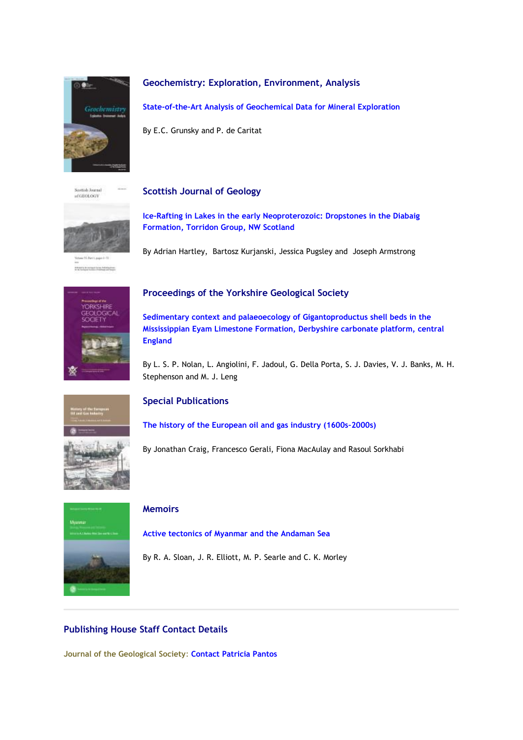## Geochemistry: Exploration, Environment, Analysis

**State-of-the-Art Analysis of Geochemical Data for Mineral Exploration**

By E.C. Grunsky and P. de Caritat

## Scottish Journal of Geology

**Ice-Rafting in Lakes in the early Neoproterozoic: Dropstones in the Diabaig Formation, Torridon Group, NW Scotland**

By Adrian Hartley, Bartosz Kurjanski, Jessica Pugsley and Joseph Armstrong

## Proceedings of the Yorkshire Geological Society

**Sedimentary context and palaeoecology of Gigantoproductus shell beds in the Mississippian Eyam Limestone Formation, Derbyshire carbonate platform, central England**

By L. S. P. Nolan, L. Angiolini, F. Jadoul, G. Della Porta, S. J. Davies, V. J. Banks, M. H. Stephenson and M. J. Leng

## Special Publications

**The history of the European oil and gas industry (1600s-2000s)**

By Jonathan Craig, Francesco Gerali, Fiona MacAulay and Rasoul Sorkhabi

## Memoirs

**Active tectonics of Myanmar and the Andaman Sea**

By R. A. Sloan, J. R. Elliott, M. P. Searle and C. K. Morley

---

## Publishing House Staff Contact Details

**Journal of the Geological Society: Contact Patricia Pantos**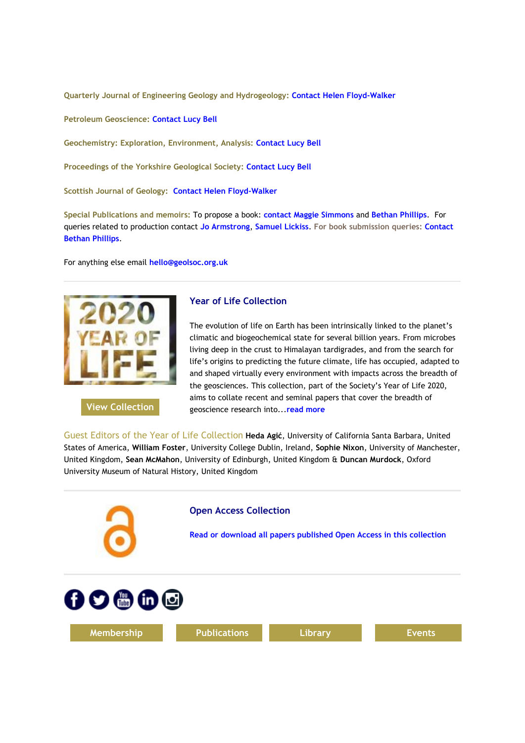**Quarterly Journal of Engineering Geology and Hydrogeology:** Contact Helen Floyd-Walker

**Petroleum Geoscience:** Contact Lucy Bell

**Geochemistry: Exploration, Environment, Analysis:** Contact Lucy Bell

**Proceedings of the Yorkshire Geological Society:** Contact Lucy Bell

**Scottish Journal of Geology:** Contact Helen Floyd-Walker

**Special Publications and memoirs:** To propose a book: contact Maggie Simmons and Bethan Phillips. For queries related to production contact Jo Armstrong, Samuel Lickiss. For book submission queries: Contact Bethan Phillips.

For anything else email hello@geolsoc.org.uk

---

View Collection

### Year of Life Collection

The evolution of life on Earth has been intrinsically linked to the planet's climatic and biogeochemical state for several billion years. From microbes living deep in the crust to Himalayan tardigrades, and from the search for life's origins to predicting the future climate, life has occupied, adapted to and shaped virtually every environment with impacts across the breadth of the geosciences. This collection, part of the Society's Year of Life 2020, aims to collate recent and seminal papers that cover the breadth of geoscience research into...read more

Guest Editors of the Year of Life Collection **Heda Agić**, University of California Santa Barbara, United States of America, **William Foster**, University College Dublin, Ireland, **Sophie Nixon**, University of Manchester, United Kingdom, **Sean McMahon**, University of Edinburgh, United Kingdom & **Duncan Murdock**, Oxford University Museum of Natural History, United Kingdom

---

### Open Access Collection

Read or download all papers published Open Access in this collection

---

Membership | Publications | Library | Events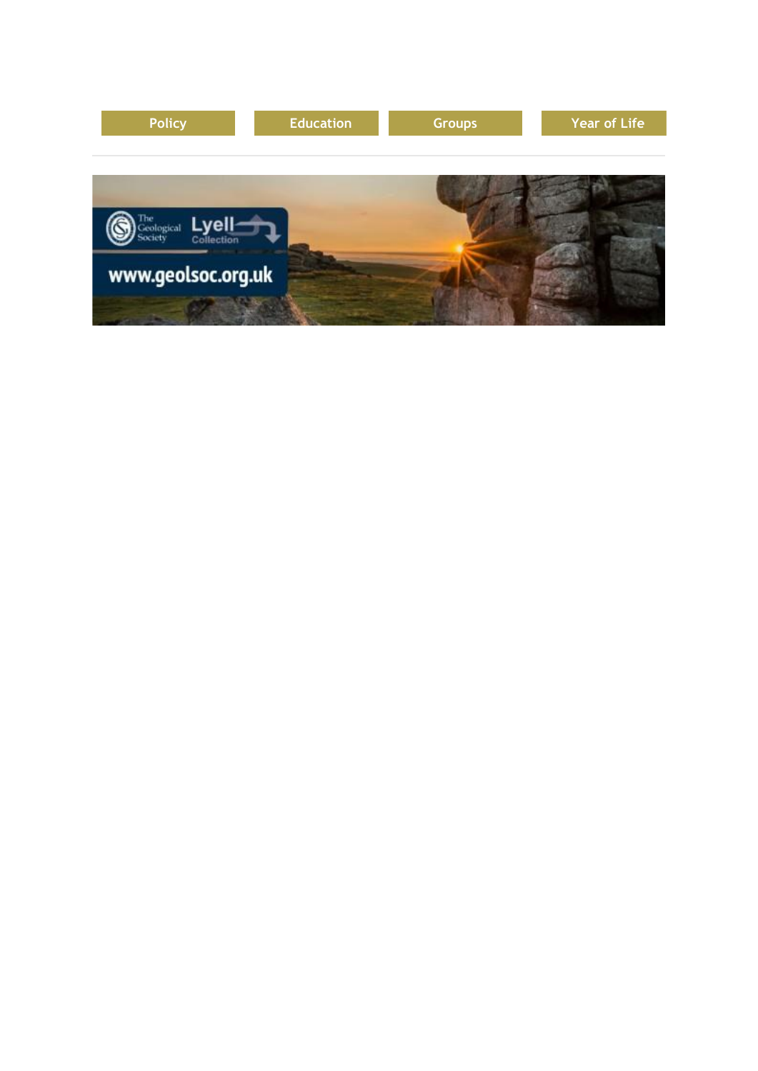Policy | Education | Groups | Year of Life

---